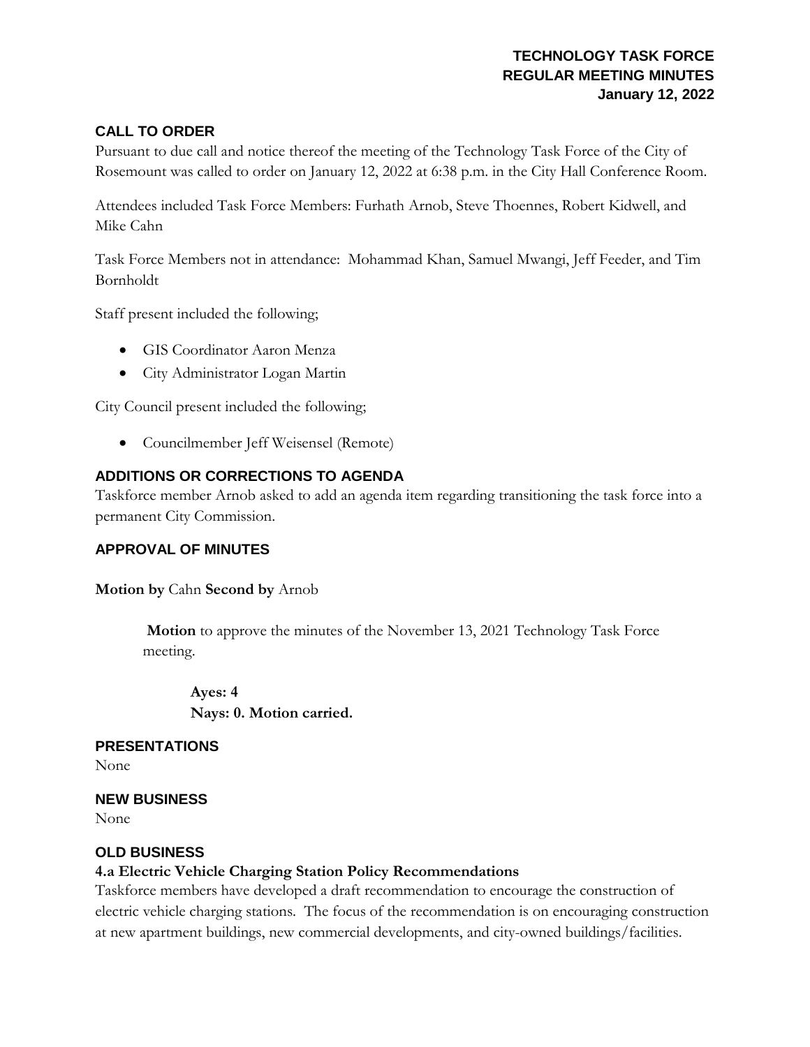# TECHNOLOGY TASK FORCE
# REGULAR MEETING MINUTES
# January 12, 2022

## CALL TO ORDER

Pursuant to due call and notice thereof the meeting of the Technology Task Force of the City of Rosemount was called to order on January 12, 2022 at 6:38 p.m. in the City Hall Conference Room.

Attendees included Task Force Members: Furhath Arnob, Steve Thoennes, Robert Kidwell, and Mike Cahn

Task Force Members not in attendance: Mohammad Khan, Samuel Mwangi, Jeff Feeder, and Tim Bornholdt

Staff present included the following;

- GIS Coordinator Aaron Menza
- City Administrator Logan Martin

City Council present included the following;

- Councilmember Jeff Weisensel (Remote)

## ADDITIONS OR CORRECTIONS TO AGENDA

Taskforce member Arnob asked to add an agenda item regarding transitioning the task force into a permanent City Commission.

## APPROVAL OF MINUTES

**Motion by** Cahn **Second by** Arnob

> **Motion** to approve the minutes of the November 13, 2021 Technology Task Force meeting.
>
> > **Ayes: 4**
> > **Nays: 0. Motion carried.**

## PRESENTATIONS

None

## NEW BUSINESS

None

## OLD BUSINESS

### 4.a Electric Vehicle Charging Station Policy Recommendations

Taskforce members have developed a draft recommendation to encourage the construction of electric vehicle charging stations. The focus of the recommendation is on encouraging construction at new apartment buildings, new commercial developments, and city-owned buildings/facilities.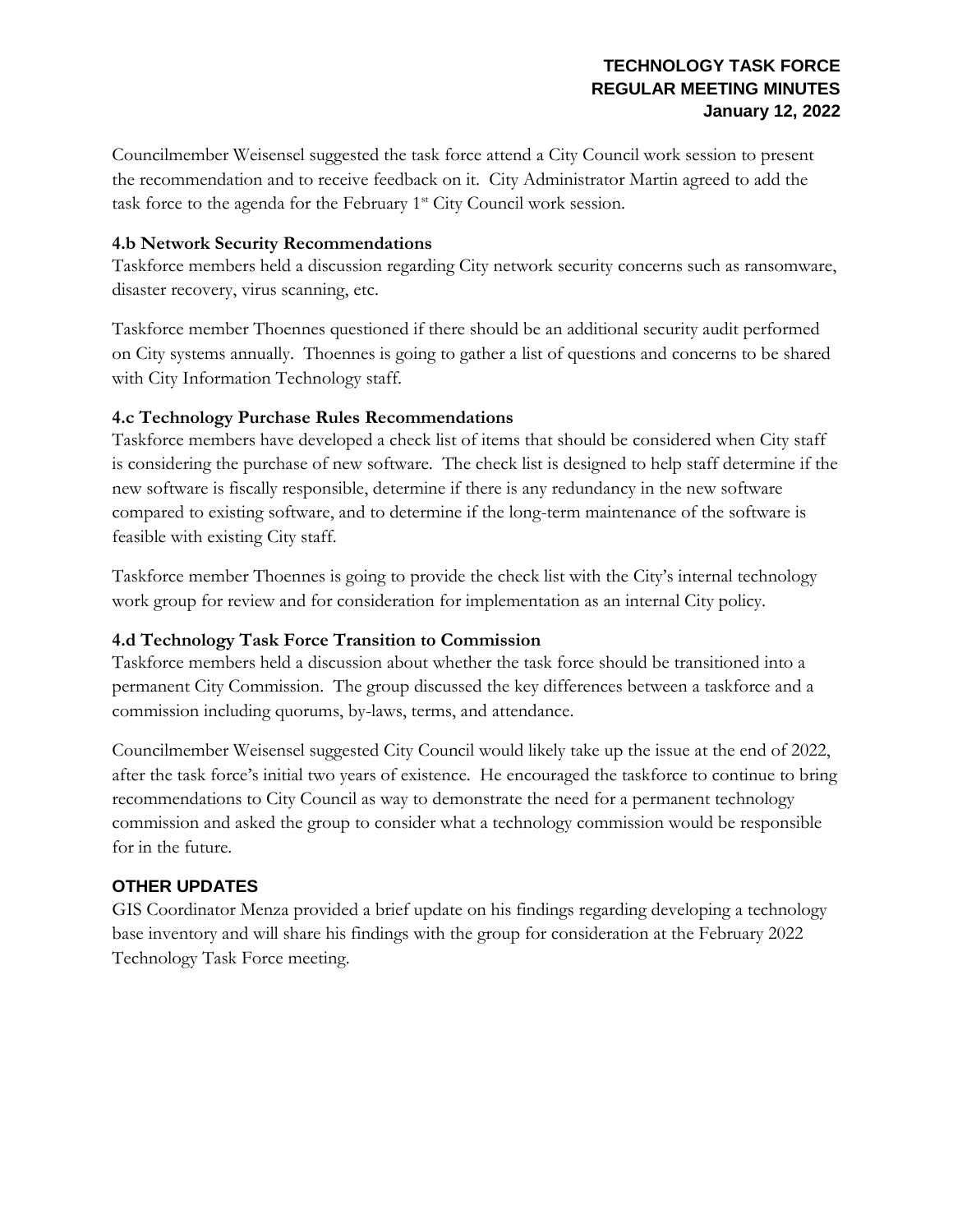Councilmember Weisensel suggested the task force attend a City Council work session to present the recommendation and to receive feedback on it. City Administrator Martin agreed to add the task force to the agenda for the February 1st City Council work session.

**4.b Network Security Recommendations**

Taskforce members held a discussion regarding City network security concerns such as ransomware, disaster recovery, virus scanning, etc.

Taskforce member Thoennes questioned if there should be an additional security audit performed on City systems annually. Thoennes is going to gather a list of questions and concerns to be shared with City Information Technology staff.

**4.c Technology Purchase Rules Recommendations**

Taskforce members have developed a check list of items that should be considered when City staff is considering the purchase of new software. The check list is designed to help staff determine if the new software is fiscally responsible, determine if there is any redundancy in the new software compared to existing software, and to determine if the long-term maintenance of the software is feasible with existing City staff.

Taskforce member Thoennes is going to provide the check list with the City's internal technology work group for review and for consideration for implementation as an internal City policy.

**4.d Technology Task Force Transition to Commission**

Taskforce members held a discussion about whether the task force should be transitioned into a permanent City Commission. The group discussed the key differences between a taskforce and a commission including quorums, by-laws, terms, and attendance.

Councilmember Weisensel suggested City Council would likely take up the issue at the end of 2022, after the task force's initial two years of existence. He encouraged the taskforce to continue to bring recommendations to City Council as way to demonstrate the need for a permanent technology commission and asked the group to consider what a technology commission would be responsible for in the future.

## OTHER UPDATES

GIS Coordinator Menza provided a brief update on his findings regarding developing a technology base inventory and will share his findings with the group for consideration at the February 2022 Technology Task Force meeting.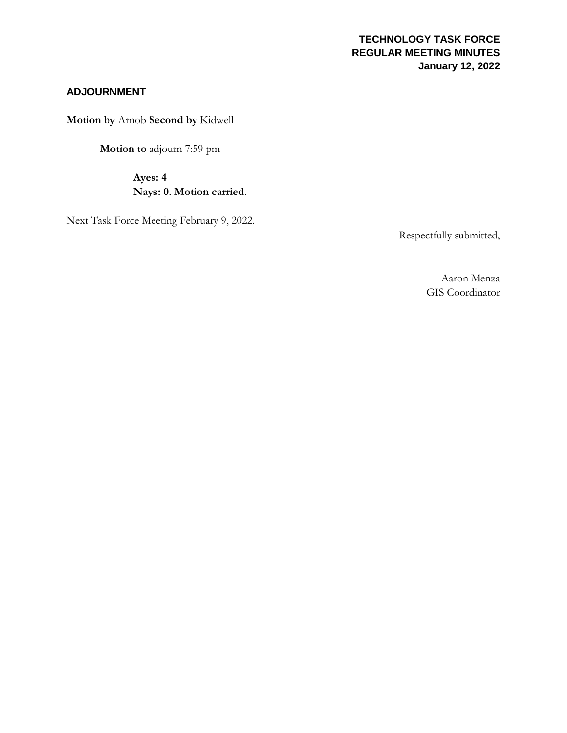## ADJOURNMENT

**Motion by** Arnob **Second by** Kidwell

**Motion to** adjourn 7:59 pm

**Ayes: 4**
**Nays: 0. Motion carried.**

Next Task Force Meeting February 9, 2022.

Respectfully submitted,

Aaron Menza
GIS Coordinator